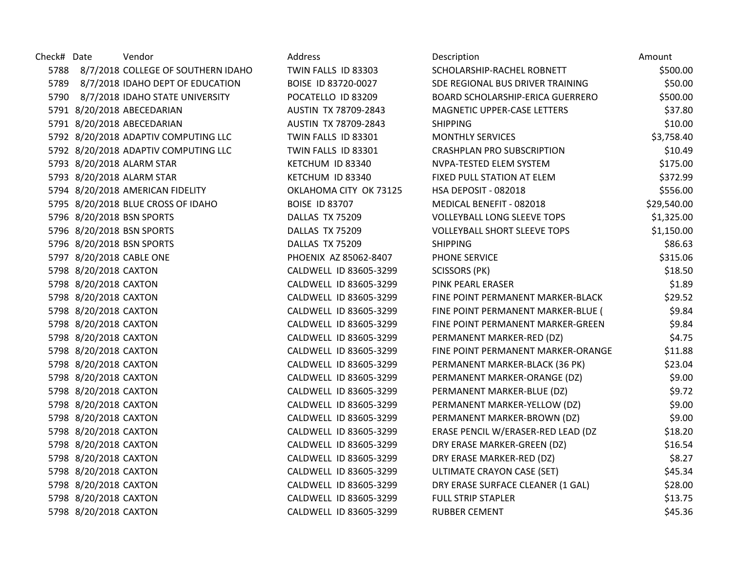| Check# | Date | Vendor | Address | Description | Amount |
|---|---|---|---|---|---|
| 5788 | 8/7/2018 | COLLEGE OF SOUTHERN IDAHO | TWIN FALLS ID 83303 | SCHOLARSHIP-RACHEL ROBNETT | $500.00 |
| 5789 | 8/7/2018 | IDAHO DEPT OF EDUCATION | BOISE ID 83720-0027 | SDE REGIONAL BUS DRIVER TRAINING | $50.00 |
| 5790 | 8/7/2018 | IDAHO STATE UNIVERSITY | POCATELLO ID 83209 | BOARD SCHOLARSHIP-ERICA GUERRERO | $500.00 |
| 5791 | 8/20/2018 | ABECEDARIAN | AUSTIN TX 78709-2843 | MAGNETIC UPPER-CASE LETTERS | $37.80 |
| 5791 | 8/20/2018 | ABECEDARIAN | AUSTIN TX 78709-2843 | SHIPPING | $10.00 |
| 5792 | 8/20/2018 | ADAPTIV COMPUTING LLC | TWIN FALLS ID 83301 | MONTHLY SERVICES | $3,758.40 |
| 5792 | 8/20/2018 | ADAPTIV COMPUTING LLC | TWIN FALLS ID 83301 | CRASHPLAN PRO SUBSCRIPTION | $10.49 |
| 5793 | 8/20/2018 | ALARM STAR | KETCHUM ID 83340 | NVPA-TESTED ELEM SYSTEM | $175.00 |
| 5793 | 8/20/2018 | ALARM STAR | KETCHUM ID 83340 | FIXED PULL STATION AT ELEM | $372.99 |
| 5794 | 8/20/2018 | AMERICAN FIDELITY | OKLAHOMA CITY OK 73125 | HSA DEPOSIT - 082018 | $556.00 |
| 5795 | 8/20/2018 | BLUE CROSS OF IDAHO | BOISE ID 83707 | MEDICAL BENEFIT - 082018 | $29,540.00 |
| 5796 | 8/20/2018 | BSN SPORTS | DALLAS TX 75209 | VOLLEYBALL LONG SLEEVE TOPS | $1,325.00 |
| 5796 | 8/20/2018 | BSN SPORTS | DALLAS TX 75209 | VOLLEYBALL SHORT SLEEVE TOPS | $1,150.00 |
| 5796 | 8/20/2018 | BSN SPORTS | DALLAS TX 75209 | SHIPPING | $86.63 |
| 5797 | 8/20/2018 | CABLE ONE | PHOENIX AZ 85062-8407 | PHONE SERVICE | $315.06 |
| 5798 | 8/20/2018 | CAXTON | CALDWELL ID 83605-3299 | SCISSORS (PK) | $18.50 |
| 5798 | 8/20/2018 | CAXTON | CALDWELL ID 83605-3299 | PINK PEARL ERASER | $1.89 |
| 5798 | 8/20/2018 | CAXTON | CALDWELL ID 83605-3299 | FINE POINT PERMANENT MARKER-BLACK | $29.52 |
| 5798 | 8/20/2018 | CAXTON | CALDWELL ID 83605-3299 | FINE POINT PERMANENT MARKER-BLUE ( | $9.84 |
| 5798 | 8/20/2018 | CAXTON | CALDWELL ID 83605-3299 | FINE POINT PERMANENT MARKER-GREEN | $9.84 |
| 5798 | 8/20/2018 | CAXTON | CALDWELL ID 83605-3299 | PERMANENT MARKER-RED (DZ) | $4.75 |
| 5798 | 8/20/2018 | CAXTON | CALDWELL ID 83605-3299 | FINE POINT PERMANENT MARKER-ORANGE | $11.88 |
| 5798 | 8/20/2018 | CAXTON | CALDWELL ID 83605-3299 | PERMANENT MARKER-BLACK (36 PK) | $23.04 |
| 5798 | 8/20/2018 | CAXTON | CALDWELL ID 83605-3299 | PERMANENT MARKER-ORANGE (DZ) | $9.00 |
| 5798 | 8/20/2018 | CAXTON | CALDWELL ID 83605-3299 | PERMANENT MARKER-BLUE (DZ) | $9.72 |
| 5798 | 8/20/2018 | CAXTON | CALDWELL ID 83605-3299 | PERMANENT MARKER-YELLOW (DZ) | $9.00 |
| 5798 | 8/20/2018 | CAXTON | CALDWELL ID 83605-3299 | PERMANENT MARKER-BROWN (DZ) | $9.00 |
| 5798 | 8/20/2018 | CAXTON | CALDWELL ID 83605-3299 | ERASE PENCIL W/ERASER-RED LEAD (DZ | $18.20 |
| 5798 | 8/20/2018 | CAXTON | CALDWELL ID 83605-3299 | DRY ERASE MARKER-GREEN (DZ) | $16.54 |
| 5798 | 8/20/2018 | CAXTON | CALDWELL ID 83605-3299 | DRY ERASE MARKER-RED (DZ) | $8.27 |
| 5798 | 8/20/2018 | CAXTON | CALDWELL ID 83605-3299 | ULTIMATE CRAYON CASE (SET) | $45.34 |
| 5798 | 8/20/2018 | CAXTON | CALDWELL ID 83605-3299 | DRY ERASE SURFACE CLEANER (1 GAL) | $28.00 |
| 5798 | 8/20/2018 | CAXTON | CALDWELL ID 83605-3299 | FULL STRIP STAPLER | $13.75 |
| 5798 | 8/20/2018 | CAXTON | CALDWELL ID 83605-3299 | RUBBER CEMENT | $45.36 |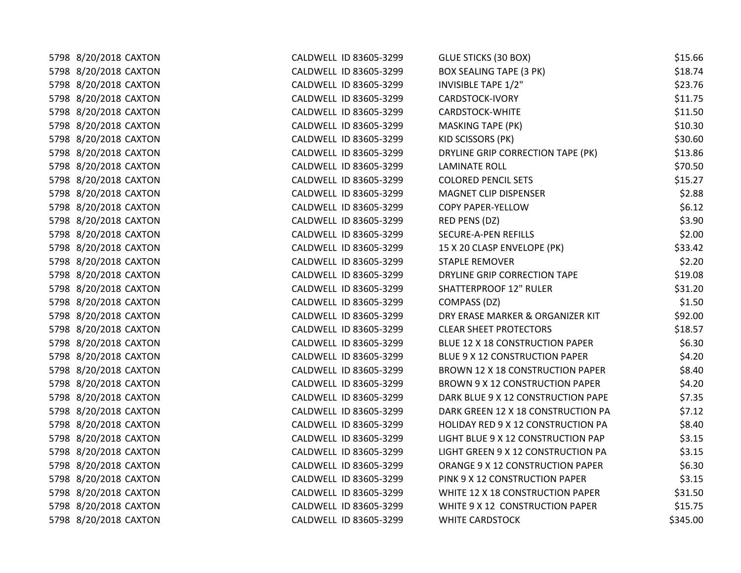| | | | | | |
|---|---|---|---|---|---|
| 5798 | 8/20/2018 | CAXTON | CALDWELL ID 83605-3299 | GLUE STICKS (30 BOX) | $15.66 |
| 5798 | 8/20/2018 | CAXTON | CALDWELL ID 83605-3299 | BOX SEALING TAPE (3 PK) | $18.74 |
| 5798 | 8/20/2018 | CAXTON | CALDWELL ID 83605-3299 | INVISIBLE TAPE 1/2" | $23.76 |
| 5798 | 8/20/2018 | CAXTON | CALDWELL ID 83605-3299 | CARDSTOCK-IVORY | $11.75 |
| 5798 | 8/20/2018 | CAXTON | CALDWELL ID 83605-3299 | CARDSTOCK-WHITE | $11.50 |
| 5798 | 8/20/2018 | CAXTON | CALDWELL ID 83605-3299 | MASKING TAPE (PK) | $10.30 |
| 5798 | 8/20/2018 | CAXTON | CALDWELL ID 83605-3299 | KID SCISSORS (PK) | $30.60 |
| 5798 | 8/20/2018 | CAXTON | CALDWELL ID 83605-3299 | DRYLINE GRIP CORRECTION TAPE (PK) | $13.86 |
| 5798 | 8/20/2018 | CAXTON | CALDWELL ID 83605-3299 | LAMINATE ROLL | $70.50 |
| 5798 | 8/20/2018 | CAXTON | CALDWELL ID 83605-3299 | COLORED PENCIL SETS | $15.27 |
| 5798 | 8/20/2018 | CAXTON | CALDWELL ID 83605-3299 | MAGNET CLIP DISPENSER | $2.88 |
| 5798 | 8/20/2018 | CAXTON | CALDWELL ID 83605-3299 | COPY PAPER-YELLOW | $6.12 |
| 5798 | 8/20/2018 | CAXTON | CALDWELL ID 83605-3299 | RED PENS (DZ) | $3.90 |
| 5798 | 8/20/2018 | CAXTON | CALDWELL ID 83605-3299 | SECURE-A-PEN REFILLS | $2.00 |
| 5798 | 8/20/2018 | CAXTON | CALDWELL ID 83605-3299 | 15 X 20 CLASP ENVELOPE (PK) | $33.42 |
| 5798 | 8/20/2018 | CAXTON | CALDWELL ID 83605-3299 | STAPLE REMOVER | $2.20 |
| 5798 | 8/20/2018 | CAXTON | CALDWELL ID 83605-3299 | DRYLINE GRIP CORRECTION TAPE | $19.08 |
| 5798 | 8/20/2018 | CAXTON | CALDWELL ID 83605-3299 | SHATTERPROOF 12" RULER | $31.20 |
| 5798 | 8/20/2018 | CAXTON | CALDWELL ID 83605-3299 | COMPASS (DZ) | $1.50 |
| 5798 | 8/20/2018 | CAXTON | CALDWELL ID 83605-3299 | DRY ERASE MARKER & ORGANIZER KIT | $92.00 |
| 5798 | 8/20/2018 | CAXTON | CALDWELL ID 83605-3299 | CLEAR SHEET PROTECTORS | $18.57 |
| 5798 | 8/20/2018 | CAXTON | CALDWELL ID 83605-3299 | BLUE 12 X 18 CONSTRUCTION PAPER | $6.30 |
| 5798 | 8/20/2018 | CAXTON | CALDWELL ID 83605-3299 | BLUE 9 X 12 CONSTRUCTION PAPER | $4.20 |
| 5798 | 8/20/2018 | CAXTON | CALDWELL ID 83605-3299 | BROWN 12 X 18 CONSTRUCTION PAPER | $8.40 |
| 5798 | 8/20/2018 | CAXTON | CALDWELL ID 83605-3299 | BROWN 9 X 12 CONSTRUCTION PAPER | $4.20 |
| 5798 | 8/20/2018 | CAXTON | CALDWELL ID 83605-3299 | DARK BLUE 9 X 12 CONSTRUCTION PAPE | $7.35 |
| 5798 | 8/20/2018 | CAXTON | CALDWELL ID 83605-3299 | DARK GREEN 12 X 18 CONSTRUCTION PA | $7.12 |
| 5798 | 8/20/2018 | CAXTON | CALDWELL ID 83605-3299 | HOLIDAY RED 9 X 12 CONSTRUCTION PA | $8.40 |
| 5798 | 8/20/2018 | CAXTON | CALDWELL ID 83605-3299 | LIGHT BLUE 9 X 12 CONSTRUCTION PAP | $3.15 |
| 5798 | 8/20/2018 | CAXTON | CALDWELL ID 83605-3299 | LIGHT GREEN 9 X 12 CONSTRUCTION PA | $3.15 |
| 5798 | 8/20/2018 | CAXTON | CALDWELL ID 83605-3299 | ORANGE 9 X 12 CONSTRUCTION PAPER | $6.30 |
| 5798 | 8/20/2018 | CAXTON | CALDWELL ID 83605-3299 | PINK 9 X 12 CONSTRUCTION PAPER | $3.15 |
| 5798 | 8/20/2018 | CAXTON | CALDWELL ID 83605-3299 | WHITE 12 X 18 CONSTRUCTION PAPER | $31.50 |
| 5798 | 8/20/2018 | CAXTON | CALDWELL ID 83605-3299 | WHITE 9 X 12 CONSTRUCTION PAPER | $15.75 |
| 5798 | 8/20/2018 | CAXTON | CALDWELL ID 83605-3299 | WHITE CARDSTOCK | $345.00 |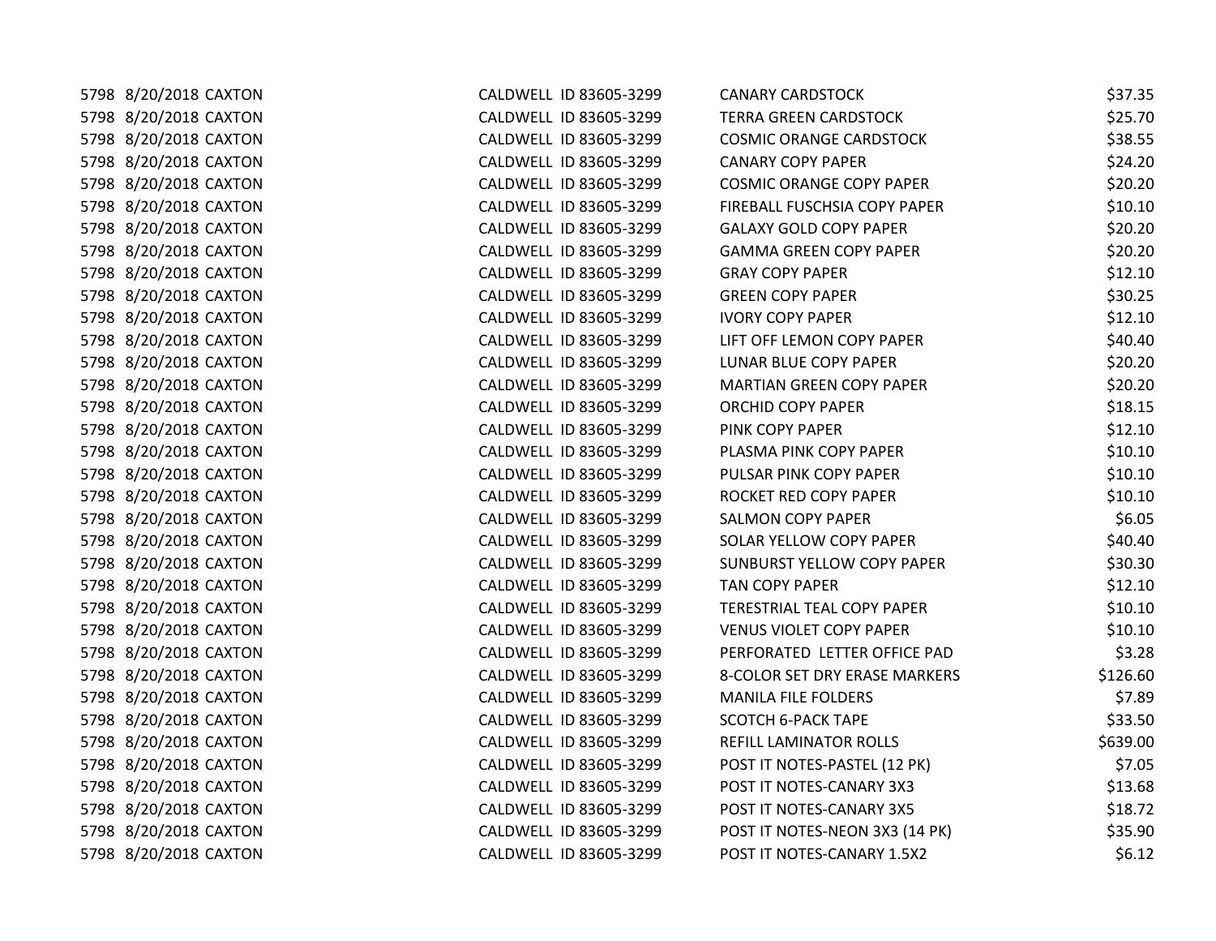| | | | | | |
|---|---|---|---|---|---|
| 5798 | 8/20/2018 | CAXTON | CALDWELL ID 83605-3299 | CANARY CARDSTOCK | $37.35 |
| 5798 | 8/20/2018 | CAXTON | CALDWELL ID 83605-3299 | TERRA GREEN CARDSTOCK | $25.70 |
| 5798 | 8/20/2018 | CAXTON | CALDWELL ID 83605-3299 | COSMIC ORANGE CARDSTOCK | $38.55 |
| 5798 | 8/20/2018 | CAXTON | CALDWELL ID 83605-3299 | CANARY COPY PAPER | $24.20 |
| 5798 | 8/20/2018 | CAXTON | CALDWELL ID 83605-3299 | COSMIC ORANGE COPY PAPER | $20.20 |
| 5798 | 8/20/2018 | CAXTON | CALDWELL ID 83605-3299 | FIREBALL FUSCHSIA COPY PAPER | $10.10 |
| 5798 | 8/20/2018 | CAXTON | CALDWELL ID 83605-3299 | GALAXY GOLD COPY PAPER | $20.20 |
| 5798 | 8/20/2018 | CAXTON | CALDWELL ID 83605-3299 | GAMMA GREEN COPY PAPER | $20.20 |
| 5798 | 8/20/2018 | CAXTON | CALDWELL ID 83605-3299 | GRAY COPY PAPER | $12.10 |
| 5798 | 8/20/2018 | CAXTON | CALDWELL ID 83605-3299 | GREEN COPY PAPER | $30.25 |
| 5798 | 8/20/2018 | CAXTON | CALDWELL ID 83605-3299 | IVORY COPY PAPER | $12.10 |
| 5798 | 8/20/2018 | CAXTON | CALDWELL ID 83605-3299 | LIFT OFF LEMON COPY PAPER | $40.40 |
| 5798 | 8/20/2018 | CAXTON | CALDWELL ID 83605-3299 | LUNAR BLUE COPY PAPER | $20.20 |
| 5798 | 8/20/2018 | CAXTON | CALDWELL ID 83605-3299 | MARTIAN GREEN COPY PAPER | $20.20 |
| 5798 | 8/20/2018 | CAXTON | CALDWELL ID 83605-3299 | ORCHID COPY PAPER | $18.15 |
| 5798 | 8/20/2018 | CAXTON | CALDWELL ID 83605-3299 | PINK COPY PAPER | $12.10 |
| 5798 | 8/20/2018 | CAXTON | CALDWELL ID 83605-3299 | PLASMA PINK COPY PAPER | $10.10 |
| 5798 | 8/20/2018 | CAXTON | CALDWELL ID 83605-3299 | PULSAR PINK COPY PAPER | $10.10 |
| 5798 | 8/20/2018 | CAXTON | CALDWELL ID 83605-3299 | ROCKET RED COPY PAPER | $10.10 |
| 5798 | 8/20/2018 | CAXTON | CALDWELL ID 83605-3299 | SALMON COPY PAPER | $6.05 |
| 5798 | 8/20/2018 | CAXTON | CALDWELL ID 83605-3299 | SOLAR YELLOW COPY PAPER | $40.40 |
| 5798 | 8/20/2018 | CAXTON | CALDWELL ID 83605-3299 | SUNBURST YELLOW COPY PAPER | $30.30 |
| 5798 | 8/20/2018 | CAXTON | CALDWELL ID 83605-3299 | TAN COPY PAPER | $12.10 |
| 5798 | 8/20/2018 | CAXTON | CALDWELL ID 83605-3299 | TERESTRIAL TEAL COPY PAPER | $10.10 |
| 5798 | 8/20/2018 | CAXTON | CALDWELL ID 83605-3299 | VENUS VIOLET COPY PAPER | $10.10 |
| 5798 | 8/20/2018 | CAXTON | CALDWELL ID 83605-3299 | PERFORATED LETTER OFFICE PAD | $3.28 |
| 5798 | 8/20/2018 | CAXTON | CALDWELL ID 83605-3299 | 8-COLOR SET DRY ERASE MARKERS | $126.60 |
| 5798 | 8/20/2018 | CAXTON | CALDWELL ID 83605-3299 | MANILA FILE FOLDERS | $7.89 |
| 5798 | 8/20/2018 | CAXTON | CALDWELL ID 83605-3299 | SCOTCH 6-PACK TAPE | $33.50 |
| 5798 | 8/20/2018 | CAXTON | CALDWELL ID 83605-3299 | REFILL LAMINATOR ROLLS | $639.00 |
| 5798 | 8/20/2018 | CAXTON | CALDWELL ID 83605-3299 | POST IT NOTES-PASTEL (12 PK) | $7.05 |
| 5798 | 8/20/2018 | CAXTON | CALDWELL ID 83605-3299 | POST IT NOTES-CANARY 3X3 | $13.68 |
| 5798 | 8/20/2018 | CAXTON | CALDWELL ID 83605-3299 | POST IT NOTES-CANARY 3X5 | $18.72 |
| 5798 | 8/20/2018 | CAXTON | CALDWELL ID 83605-3299 | POST IT NOTES-NEON 3X3 (14 PK) | $35.90 |
| 5798 | 8/20/2018 | CAXTON | CALDWELL ID 83605-3299 | POST IT NOTES-CANARY 1.5X2 | $6.12 |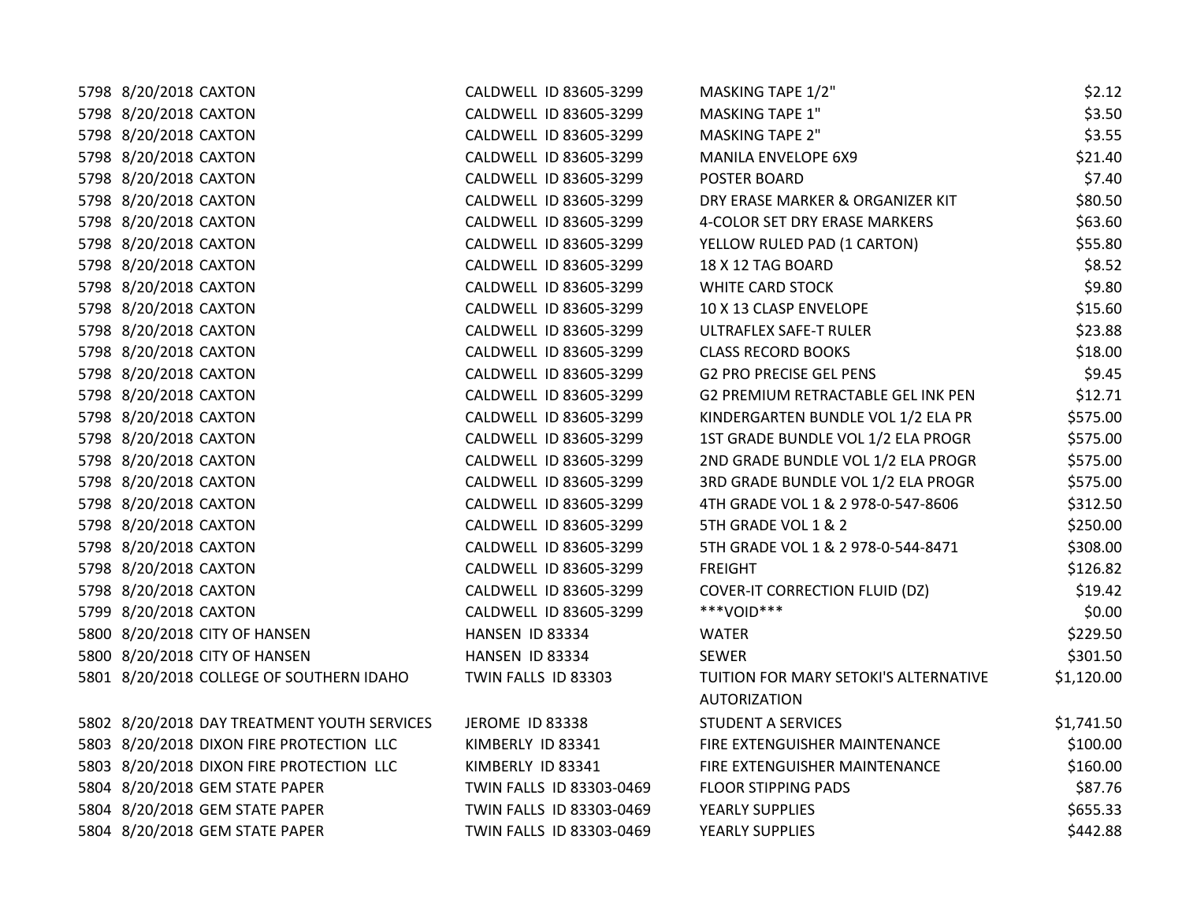| | | | | | |
|---|---|---|---|---|---|
| 5798 | 8/20/2018 | CAXTON | CALDWELL ID 83605-3299 | MASKING TAPE 1/2" | $2.12 |
| 5798 | 8/20/2018 | CAXTON | CALDWELL ID 83605-3299 | MASKING TAPE 1" | $3.50 |
| 5798 | 8/20/2018 | CAXTON | CALDWELL ID 83605-3299 | MASKING TAPE 2" | $3.55 |
| 5798 | 8/20/2018 | CAXTON | CALDWELL ID 83605-3299 | MANILA ENVELOPE 6X9 | $21.40 |
| 5798 | 8/20/2018 | CAXTON | CALDWELL ID 83605-3299 | POSTER BOARD | $7.40 |
| 5798 | 8/20/2018 | CAXTON | CALDWELL ID 83605-3299 | DRY ERASE MARKER & ORGANIZER KIT | $80.50 |
| 5798 | 8/20/2018 | CAXTON | CALDWELL ID 83605-3299 | 4-COLOR SET DRY ERASE MARKERS | $63.60 |
| 5798 | 8/20/2018 | CAXTON | CALDWELL ID 83605-3299 | YELLOW RULED PAD (1 CARTON) | $55.80 |
| 5798 | 8/20/2018 | CAXTON | CALDWELL ID 83605-3299 | 18 X 12 TAG BOARD | $8.52 |
| 5798 | 8/20/2018 | CAXTON | CALDWELL ID 83605-3299 | WHITE CARD STOCK | $9.80 |
| 5798 | 8/20/2018 | CAXTON | CALDWELL ID 83605-3299 | 10 X 13 CLASP ENVELOPE | $15.60 |
| 5798 | 8/20/2018 | CAXTON | CALDWELL ID 83605-3299 | ULTRAFLEX SAFE-T RULER | $23.88 |
| 5798 | 8/20/2018 | CAXTON | CALDWELL ID 83605-3299 | CLASS RECORD BOOKS | $18.00 |
| 5798 | 8/20/2018 | CAXTON | CALDWELL ID 83605-3299 | G2 PRO PRECISE GEL PENS | $9.45 |
| 5798 | 8/20/2018 | CAXTON | CALDWELL ID 83605-3299 | G2 PREMIUM RETRACTABLE GEL INK PEN | $12.71 |
| 5798 | 8/20/2018 | CAXTON | CALDWELL ID 83605-3299 | KINDERGARTEN BUNDLE VOL 1/2 ELA PR | $575.00 |
| 5798 | 8/20/2018 | CAXTON | CALDWELL ID 83605-3299 | 1ST GRADE BUNDLE VOL 1/2 ELA PROGR | $575.00 |
| 5798 | 8/20/2018 | CAXTON | CALDWELL ID 83605-3299 | 2ND GRADE BUNDLE VOL 1/2 ELA PROGR | $575.00 |
| 5798 | 8/20/2018 | CAXTON | CALDWELL ID 83605-3299 | 3RD GRADE BUNDLE VOL 1/2 ELA PROGR | $575.00 |
| 5798 | 8/20/2018 | CAXTON | CALDWELL ID 83605-3299 | 4TH GRADE VOL 1 & 2 978-0-547-8606 | $312.50 |
| 5798 | 8/20/2018 | CAXTON | CALDWELL ID 83605-3299 | 5TH GRADE VOL 1 & 2 | $250.00 |
| 5798 | 8/20/2018 | CAXTON | CALDWELL ID 83605-3299 | 5TH GRADE VOL 1 & 2 978-0-544-8471 | $308.00 |
| 5798 | 8/20/2018 | CAXTON | CALDWELL ID 83605-3299 | FREIGHT | $126.82 |
| 5798 | 8/20/2018 | CAXTON | CALDWELL ID 83605-3299 | COVER-IT CORRECTION FLUID (DZ) | $19.42 |
| 5799 | 8/20/2018 | CAXTON | CALDWELL ID 83605-3299 | ***VOID*** | $0.00 |
| 5800 | 8/20/2018 | CITY OF HANSEN | HANSEN ID 83334 | WATER | $229.50 |
| 5800 | 8/20/2018 | CITY OF HANSEN | HANSEN ID 83334 | SEWER | $301.50 |
| 5801 | 8/20/2018 | COLLEGE OF SOUTHERN IDAHO | TWIN FALLS ID 83303 | TUITION FOR MARY SETOKI'S ALTERNATIVE AUTORIZATION | $1,120.00 |
| 5802 | 8/20/2018 | DAY TREATMENT YOUTH SERVICES | JEROME ID 83338 | STUDENT A SERVICES | $1,741.50 |
| 5803 | 8/20/2018 | DIXON FIRE PROTECTION LLC | KIMBERLY ID 83341 | FIRE EXTENGUISHER MAINTENANCE | $100.00 |
| 5803 | 8/20/2018 | DIXON FIRE PROTECTION LLC | KIMBERLY ID 83341 | FIRE EXTENGUISHER MAINTENANCE | $160.00 |
| 5804 | 8/20/2018 | GEM STATE PAPER | TWIN FALLS ID 83303-0469 | FLOOR STIPPING PADS | $87.76 |
| 5804 | 8/20/2018 | GEM STATE PAPER | TWIN FALLS ID 83303-0469 | YEARLY SUPPLIES | $655.33 |
| 5804 | 8/20/2018 | GEM STATE PAPER | TWIN FALLS ID 83303-0469 | YEARLY SUPPLIES | $442.88 |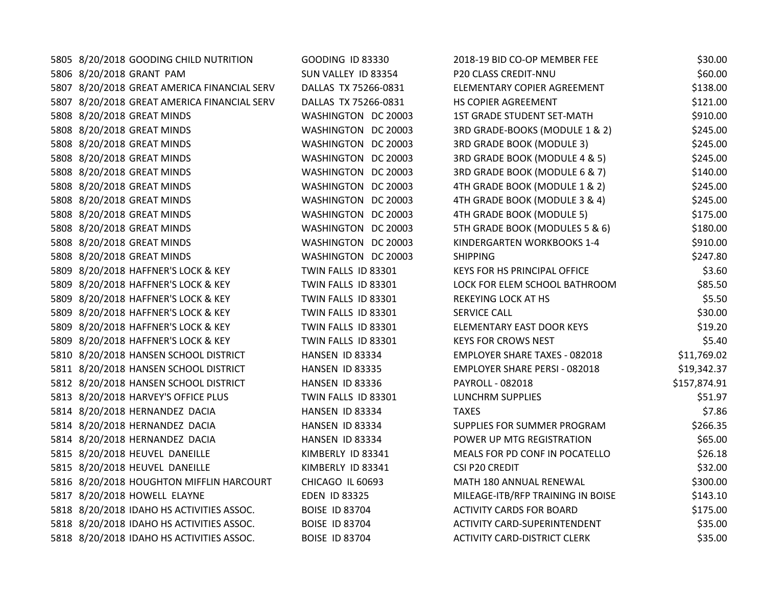| | | | | | |
|---|---|---|---|---|---|
| 5805 | 8/20/2018 | GOODING CHILD NUTRITION | GOODING ID 83330 | 2018-19 BID CO-OP MEMBER FEE | $30.00 |
| 5806 | 8/20/2018 | GRANT PAM | SUN VALLEY ID 83354 | P20 CLASS CREDIT-NNU | $60.00 |
| 5807 | 8/20/2018 | GREAT AMERICA FINANCIAL SERV | DALLAS TX 75266-0831 | ELEMENTARY COPIER AGREEMENT | $138.00 |
| 5807 | 8/20/2018 | GREAT AMERICA FINANCIAL SERV | DALLAS TX 75266-0831 | HS COPIER AGREEMENT | $121.00 |
| 5808 | 8/20/2018 | GREAT MINDS | WASHINGTON DC 20003 | 1ST GRADE STUDENT SET-MATH | $910.00 |
| 5808 | 8/20/2018 | GREAT MINDS | WASHINGTON DC 20003 | 3RD GRADE-BOOKS (MODULE 1 & 2) | $245.00 |
| 5808 | 8/20/2018 | GREAT MINDS | WASHINGTON DC 20003 | 3RD GRADE BOOK (MODULE 3) | $245.00 |
| 5808 | 8/20/2018 | GREAT MINDS | WASHINGTON DC 20003 | 3RD GRADE BOOK (MODULE 4 & 5) | $245.00 |
| 5808 | 8/20/2018 | GREAT MINDS | WASHINGTON DC 20003 | 3RD GRADE BOOK (MODULE 6 & 7) | $140.00 |
| 5808 | 8/20/2018 | GREAT MINDS | WASHINGTON DC 20003 | 4TH GRADE BOOK (MODULE 1 & 2) | $245.00 |
| 5808 | 8/20/2018 | GREAT MINDS | WASHINGTON DC 20003 | 4TH GRADE BOOK (MODULE 3 & 4) | $245.00 |
| 5808 | 8/20/2018 | GREAT MINDS | WASHINGTON DC 20003 | 4TH GRADE BOOK (MODULE 5) | $175.00 |
| 5808 | 8/20/2018 | GREAT MINDS | WASHINGTON DC 20003 | 5TH GRADE BOOK (MODULES 5 & 6) | $180.00 |
| 5808 | 8/20/2018 | GREAT MINDS | WASHINGTON DC 20003 | KINDERGARTEN WORKBOOKS 1-4 | $910.00 |
| 5808 | 8/20/2018 | GREAT MINDS | WASHINGTON DC 20003 | SHIPPING | $247.80 |
| 5809 | 8/20/2018 | HAFFNER'S LOCK & KEY | TWIN FALLS ID 83301 | KEYS FOR HS PRINCIPAL OFFICE | $3.60 |
| 5809 | 8/20/2018 | HAFFNER'S LOCK & KEY | TWIN FALLS ID 83301 | LOCK FOR ELEM SCHOOL BATHROOM | $85.50 |
| 5809 | 8/20/2018 | HAFFNER'S LOCK & KEY | TWIN FALLS ID 83301 | REKEYING LOCK AT HS | $5.50 |
| 5809 | 8/20/2018 | HAFFNER'S LOCK & KEY | TWIN FALLS ID 83301 | SERVICE CALL | $30.00 |
| 5809 | 8/20/2018 | HAFFNER'S LOCK & KEY | TWIN FALLS ID 83301 | ELEMENTARY EAST DOOR KEYS | $19.20 |
| 5809 | 8/20/2018 | HAFFNER'S LOCK & KEY | TWIN FALLS ID 83301 | KEYS FOR CROWS NEST | $5.40 |
| 5810 | 8/20/2018 | HANSEN SCHOOL DISTRICT | HANSEN ID 83334 | EMPLOYER SHARE TAXES - 082018 | $11,769.02 |
| 5811 | 8/20/2018 | HANSEN SCHOOL DISTRICT | HANSEN ID 83335 | EMPLOYER SHARE PERSI - 082018 | $19,342.37 |
| 5812 | 8/20/2018 | HANSEN SCHOOL DISTRICT | HANSEN ID 83336 | PAYROLL - 082018 | $157,874.91 |
| 5813 | 8/20/2018 | HARVEY'S OFFICE PLUS | TWIN FALLS ID 83301 | LUNCHRM SUPPLIES | $51.97 |
| 5814 | 8/20/2018 | HERNANDEZ DACIA | HANSEN ID 83334 | TAXES | $7.86 |
| 5814 | 8/20/2018 | HERNANDEZ DACIA | HANSEN ID 83334 | SUPPLIES FOR SUMMER PROGRAM | $266.35 |
| 5814 | 8/20/2018 | HERNANDEZ DACIA | HANSEN ID 83334 | POWER UP MTG REGISTRATION | $65.00 |
| 5815 | 8/20/2018 | HEUVEL DANEILLE | KIMBERLY ID 83341 | MEALS FOR PD CONF IN POCATELLO | $26.18 |
| 5815 | 8/20/2018 | HEUVEL DANEILLE | KIMBERLY ID 83341 | CSI P20 CREDIT | $32.00 |
| 5816 | 8/20/2018 | HOUGHTON MIFFLIN HARCOURT | CHICAGO IL 60693 | MATH 180 ANNUAL RENEWAL | $300.00 |
| 5817 | 8/20/2018 | HOWELL ELAYNE | EDEN ID 83325 | MILEAGE-ITB/RFP TRAINING IN BOISE | $143.10 |
| 5818 | 8/20/2018 | IDAHO HS ACTIVITIES ASSOC. | BOISE ID 83704 | ACTIVITY CARDS FOR BOARD | $175.00 |
| 5818 | 8/20/2018 | IDAHO HS ACTIVITIES ASSOC. | BOISE ID 83704 | ACTIVITY CARD-SUPERINTENDENT | $35.00 |
| 5818 | 8/20/2018 | IDAHO HS ACTIVITIES ASSOC. | BOISE ID 83704 | ACTIVITY CARD-DISTRICT CLERK | $35.00 |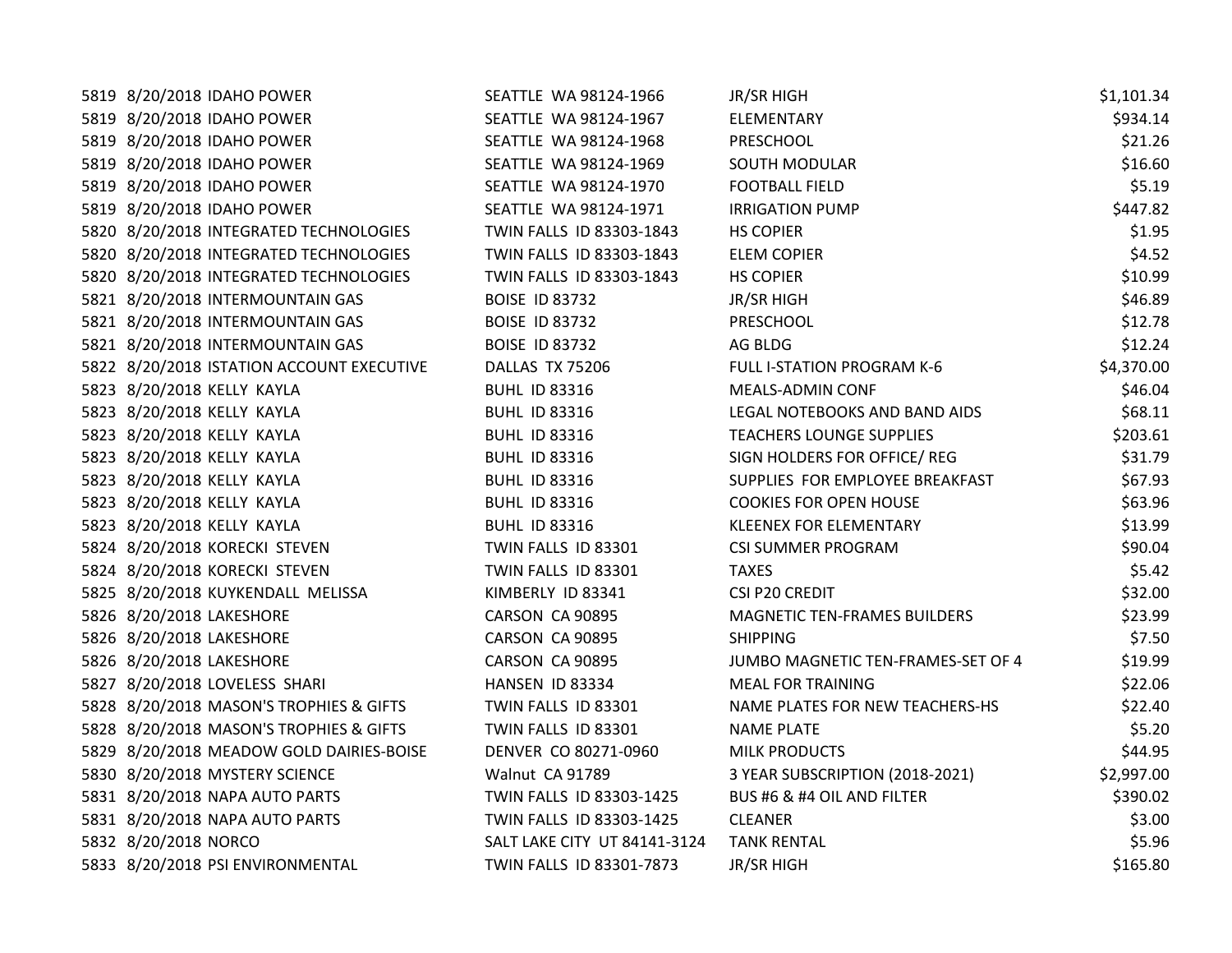| | | | | | |
|---|---|---|---|---|---|
| 5819 | 8/20/2018 | IDAHO POWER | SEATTLE WA 98124-1966 | JR/SR HIGH | $1,101.34 |
| 5819 | 8/20/2018 | IDAHO POWER | SEATTLE WA 98124-1967 | ELEMENTARY | $934.14 |
| 5819 | 8/20/2018 | IDAHO POWER | SEATTLE WA 98124-1968 | PRESCHOOL | $21.26 |
| 5819 | 8/20/2018 | IDAHO POWER | SEATTLE WA 98124-1969 | SOUTH MODULAR | $16.60 |
| 5819 | 8/20/2018 | IDAHO POWER | SEATTLE WA 98124-1970 | FOOTBALL FIELD | $5.19 |
| 5819 | 8/20/2018 | IDAHO POWER | SEATTLE WA 98124-1971 | IRRIGATION PUMP | $447.82 |
| 5820 | 8/20/2018 | INTEGRATED TECHNOLOGIES | TWIN FALLS ID 83303-1843 | HS COPIER | $1.95 |
| 5820 | 8/20/2018 | INTEGRATED TECHNOLOGIES | TWIN FALLS ID 83303-1843 | ELEM COPIER | $4.52 |
| 5820 | 8/20/2018 | INTEGRATED TECHNOLOGIES | TWIN FALLS ID 83303-1843 | HS COPIER | $10.99 |
| 5821 | 8/20/2018 | INTERMOUNTAIN GAS | BOISE ID 83732 | JR/SR HIGH | $46.89 |
| 5821 | 8/20/2018 | INTERMOUNTAIN GAS | BOISE ID 83732 | PRESCHOOL | $12.78 |
| 5821 | 8/20/2018 | INTERMOUNTAIN GAS | BOISE ID 83732 | AG BLDG | $12.24 |
| 5822 | 8/20/2018 | ISTATION ACCOUNT EXECUTIVE | DALLAS TX 75206 | FULL I-STATION PROGRAM K-6 | $4,370.00 |
| 5823 | 8/20/2018 | KELLY KAYLA | BUHL ID 83316 | MEALS-ADMIN CONF | $46.04 |
| 5823 | 8/20/2018 | KELLY KAYLA | BUHL ID 83316 | LEGAL NOTEBOOKS AND BAND AIDS | $68.11 |
| 5823 | 8/20/2018 | KELLY KAYLA | BUHL ID 83316 | TEACHERS LOUNGE SUPPLIES | $203.61 |
| 5823 | 8/20/2018 | KELLY KAYLA | BUHL ID 83316 | SIGN HOLDERS FOR OFFICE/ REG | $31.79 |
| 5823 | 8/20/2018 | KELLY KAYLA | BUHL ID 83316 | SUPPLIES FOR EMPLOYEE BREAKFAST | $67.93 |
| 5823 | 8/20/2018 | KELLY KAYLA | BUHL ID 83316 | COOKIES FOR OPEN HOUSE | $63.96 |
| 5823 | 8/20/2018 | KELLY KAYLA | BUHL ID 83316 | KLEENEX FOR ELEMENTARY | $13.99 |
| 5824 | 8/20/2018 | KORECKI STEVEN | TWIN FALLS ID 83301 | CSI SUMMER PROGRAM | $90.04 |
| 5824 | 8/20/2018 | KORECKI STEVEN | TWIN FALLS ID 83301 | TAXES | $5.42 |
| 5825 | 8/20/2018 | KUYKENDALL MELISSA | KIMBERLY ID 83341 | CSI P20 CREDIT | $32.00 |
| 5826 | 8/20/2018 | LAKESHORE | CARSON CA 90895 | MAGNETIC TEN-FRAMES BUILDERS | $23.99 |
| 5826 | 8/20/2018 | LAKESHORE | CARSON CA 90895 | SHIPPING | $7.50 |
| 5826 | 8/20/2018 | LAKESHORE | CARSON CA 90895 | JUMBO MAGNETIC TEN-FRAMES-SET OF 4 | $19.99 |
| 5827 | 8/20/2018 | LOVELESS SHARI | HANSEN ID 83334 | MEAL FOR TRAINING | $22.06 |
| 5828 | 8/20/2018 | MASON'S TROPHIES & GIFTS | TWIN FALLS ID 83301 | NAME PLATES FOR NEW TEACHERS-HS | $22.40 |
| 5828 | 8/20/2018 | MASON'S TROPHIES & GIFTS | TWIN FALLS ID 83301 | NAME PLATE | $5.20 |
| 5829 | 8/20/2018 | MEADOW GOLD DAIRIES-BOISE | DENVER CO 80271-0960 | MILK PRODUCTS | $44.95 |
| 5830 | 8/20/2018 | MYSTERY SCIENCE | Walnut CA 91789 | 3 YEAR SUBSCRIPTION (2018-2021) | $2,997.00 |
| 5831 | 8/20/2018 | NAPA AUTO PARTS | TWIN FALLS ID 83303-1425 | BUS #6 & #4 OIL AND FILTER | $390.02 |
| 5831 | 8/20/2018 | NAPA AUTO PARTS | TWIN FALLS ID 83303-1425 | CLEANER | $3.00 |
| 5832 | 8/20/2018 | NORCO | SALT LAKE CITY UT 84141-3124 | TANK RENTAL | $5.96 |
| 5833 | 8/20/2018 | PSI ENVIRONMENTAL | TWIN FALLS ID 83301-7873 | JR/SR HIGH | $165.80 |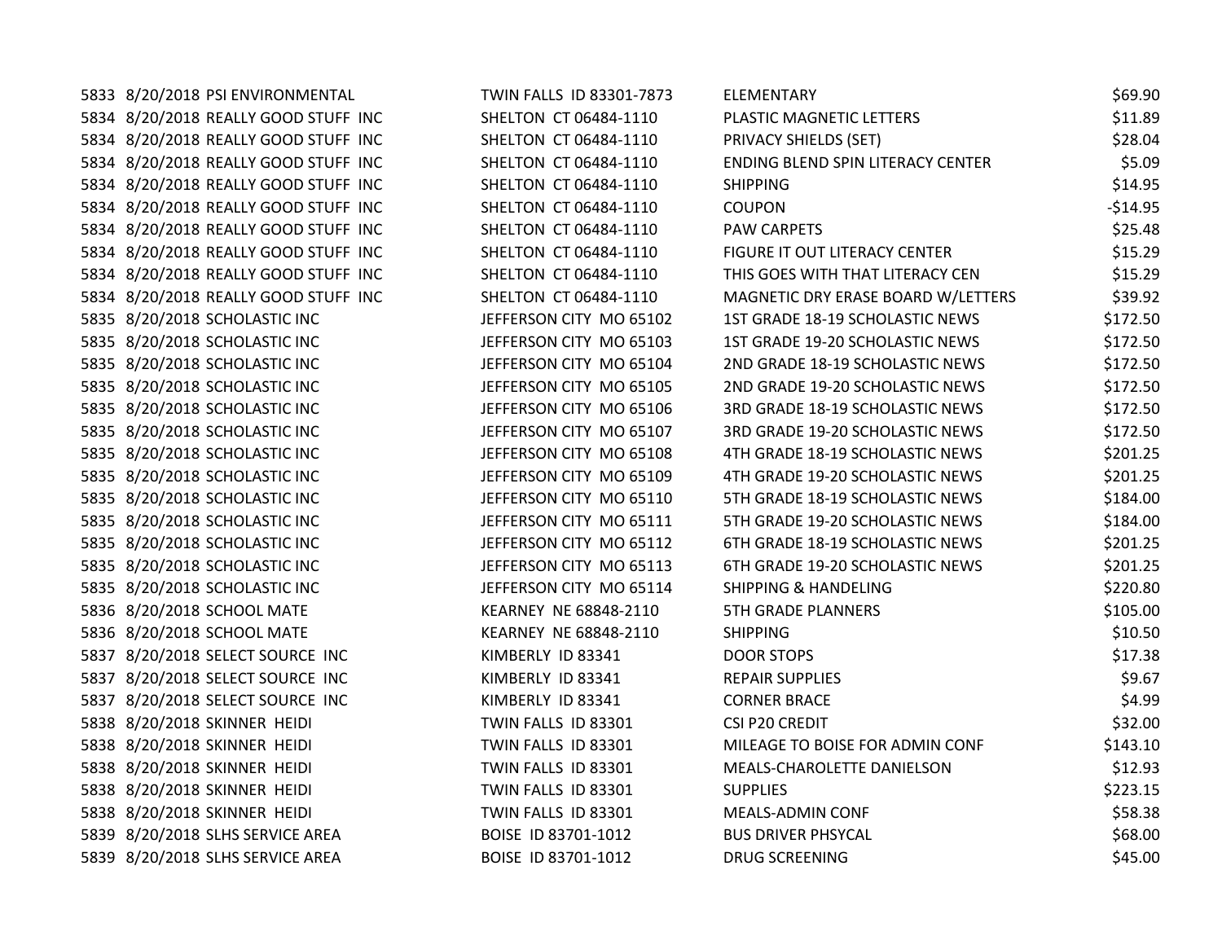| | | | | | |
|---|---|---|---|---|---|
| 5833 | 8/20/2018 | PSI ENVIRONMENTAL | TWIN FALLS ID 83301-7873 | ELEMENTARY | $69.90 |
| 5834 | 8/20/2018 | REALLY GOOD STUFF INC | SHELTON CT 06484-1110 | PLASTIC MAGNETIC LETTERS | $11.89 |
| 5834 | 8/20/2018 | REALLY GOOD STUFF INC | SHELTON CT 06484-1110 | PRIVACY SHIELDS (SET) | $28.04 |
| 5834 | 8/20/2018 | REALLY GOOD STUFF INC | SHELTON CT 06484-1110 | ENDING BLEND SPIN LITERACY CENTER | $5.09 |
| 5834 | 8/20/2018 | REALLY GOOD STUFF INC | SHELTON CT 06484-1110 | SHIPPING | $14.95 |
| 5834 | 8/20/2018 | REALLY GOOD STUFF INC | SHELTON CT 06484-1110 | COUPON | -$14.95 |
| 5834 | 8/20/2018 | REALLY GOOD STUFF INC | SHELTON CT 06484-1110 | PAW CARPETS | $25.48 |
| 5834 | 8/20/2018 | REALLY GOOD STUFF INC | SHELTON CT 06484-1110 | FIGURE IT OUT LITERACY CENTER | $15.29 |
| 5834 | 8/20/2018 | REALLY GOOD STUFF INC | SHELTON CT 06484-1110 | THIS GOES WITH THAT LITERACY CEN | $15.29 |
| 5834 | 8/20/2018 | REALLY GOOD STUFF INC | SHELTON CT 06484-1110 | MAGNETIC DRY ERASE BOARD W/LETTERS | $39.92 |
| 5835 | 8/20/2018 | SCHOLASTIC INC | JEFFERSON CITY MO 65102 | 1ST GRADE 18-19 SCHOLASTIC NEWS | $172.50 |
| 5835 | 8/20/2018 | SCHOLASTIC INC | JEFFERSON CITY MO 65103 | 1ST GRADE 19-20 SCHOLASTIC NEWS | $172.50 |
| 5835 | 8/20/2018 | SCHOLASTIC INC | JEFFERSON CITY MO 65104 | 2ND GRADE 18-19 SCHOLASTIC NEWS | $172.50 |
| 5835 | 8/20/2018 | SCHOLASTIC INC | JEFFERSON CITY MO 65105 | 2ND GRADE 19-20 SCHOLASTIC NEWS | $172.50 |
| 5835 | 8/20/2018 | SCHOLASTIC INC | JEFFERSON CITY MO 65106 | 3RD GRADE 18-19 SCHOLASTIC NEWS | $172.50 |
| 5835 | 8/20/2018 | SCHOLASTIC INC | JEFFERSON CITY MO 65107 | 3RD GRADE 19-20 SCHOLASTIC NEWS | $172.50 |
| 5835 | 8/20/2018 | SCHOLASTIC INC | JEFFERSON CITY MO 65108 | 4TH GRADE 18-19 SCHOLASTIC NEWS | $201.25 |
| 5835 | 8/20/2018 | SCHOLASTIC INC | JEFFERSON CITY MO 65109 | 4TH GRADE 19-20 SCHOLASTIC NEWS | $201.25 |
| 5835 | 8/20/2018 | SCHOLASTIC INC | JEFFERSON CITY MO 65110 | 5TH GRADE 18-19 SCHOLASTIC NEWS | $184.00 |
| 5835 | 8/20/2018 | SCHOLASTIC INC | JEFFERSON CITY MO 65111 | 5TH GRADE 19-20 SCHOLASTIC NEWS | $184.00 |
| 5835 | 8/20/2018 | SCHOLASTIC INC | JEFFERSON CITY MO 65112 | 6TH GRADE 18-19 SCHOLASTIC NEWS | $201.25 |
| 5835 | 8/20/2018 | SCHOLASTIC INC | JEFFERSON CITY MO 65113 | 6TH GRADE 19-20 SCHOLASTIC NEWS | $201.25 |
| 5835 | 8/20/2018 | SCHOLASTIC INC | JEFFERSON CITY MO 65114 | SHIPPING & HANDELING | $220.80 |
| 5836 | 8/20/2018 | SCHOOL MATE | KEARNEY NE 68848-2110 | 5TH GRADE PLANNERS | $105.00 |
| 5836 | 8/20/2018 | SCHOOL MATE | KEARNEY NE 68848-2110 | SHIPPING | $10.50 |
| 5837 | 8/20/2018 | SELECT SOURCE INC | KIMBERLY ID 83341 | DOOR STOPS | $17.38 |
| 5837 | 8/20/2018 | SELECT SOURCE INC | KIMBERLY ID 83341 | REPAIR SUPPLIES | $9.67 |
| 5837 | 8/20/2018 | SELECT SOURCE INC | KIMBERLY ID 83341 | CORNER BRACE | $4.99 |
| 5838 | 8/20/2018 | SKINNER HEIDI | TWIN FALLS ID 83301 | CSI P20 CREDIT | $32.00 |
| 5838 | 8/20/2018 | SKINNER HEIDI | TWIN FALLS ID 83301 | MILEAGE TO BOISE FOR ADMIN CONF | $143.10 |
| 5838 | 8/20/2018 | SKINNER HEIDI | TWIN FALLS ID 83301 | MEALS-CHAROLETTE DANIELSON | $12.93 |
| 5838 | 8/20/2018 | SKINNER HEIDI | TWIN FALLS ID 83301 | SUPPLIES | $223.15 |
| 5838 | 8/20/2018 | SKINNER HEIDI | TWIN FALLS ID 83301 | MEALS-ADMIN CONF | $58.38 |
| 5839 | 8/20/2018 | SLHS SERVICE AREA | BOISE ID 83701-1012 | BUS DRIVER PHSYCAL | $68.00 |
| 5839 | 8/20/2018 | SLHS SERVICE AREA | BOISE ID 83701-1012 | DRUG SCREENING | $45.00 |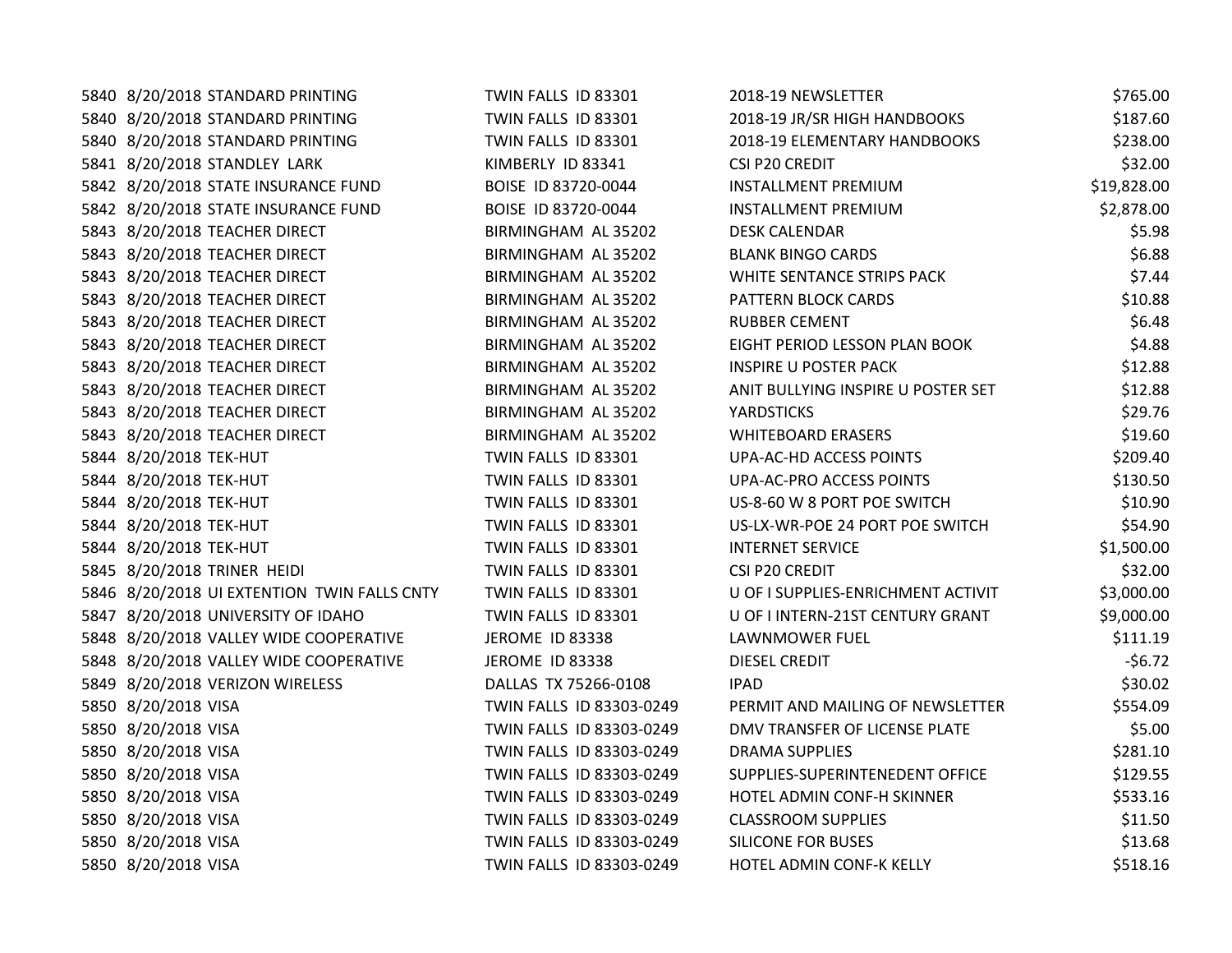| | | | | | |
|---|---|---|---|---|---|
| 5840 | 8/20/2018 | STANDARD PRINTING | TWIN FALLS ID 83301 | 2018-19 NEWSLETTER | $765.00 |
| 5840 | 8/20/2018 | STANDARD PRINTING | TWIN FALLS ID 83301 | 2018-19 JR/SR HIGH HANDBOOKS | $187.60 |
| 5840 | 8/20/2018 | STANDARD PRINTING | TWIN FALLS ID 83301 | 2018-19 ELEMENTARY HANDBOOKS | $238.00 |
| 5841 | 8/20/2018 | STANDLEY LARK | KIMBERLY ID 83341 | CSI P20 CREDIT | $32.00 |
| 5842 | 8/20/2018 | STATE INSURANCE FUND | BOISE ID 83720-0044 | INSTALLMENT PREMIUM | $19,828.00 |
| 5842 | 8/20/2018 | STATE INSURANCE FUND | BOISE ID 83720-0044 | INSTALLMENT PREMIUM | $2,878.00 |
| 5843 | 8/20/2018 | TEACHER DIRECT | BIRMINGHAM AL 35202 | DESK CALENDAR | $5.98 |
| 5843 | 8/20/2018 | TEACHER DIRECT | BIRMINGHAM AL 35202 | BLANK BINGO CARDS | $6.88 |
| 5843 | 8/20/2018 | TEACHER DIRECT | BIRMINGHAM AL 35202 | WHITE SENTANCE STRIPS PACK | $7.44 |
| 5843 | 8/20/2018 | TEACHER DIRECT | BIRMINGHAM AL 35202 | PATTERN BLOCK CARDS | $10.88 |
| 5843 | 8/20/2018 | TEACHER DIRECT | BIRMINGHAM AL 35202 | RUBBER CEMENT | $6.48 |
| 5843 | 8/20/2018 | TEACHER DIRECT | BIRMINGHAM AL 35202 | EIGHT PERIOD LESSON PLAN BOOK | $4.88 |
| 5843 | 8/20/2018 | TEACHER DIRECT | BIRMINGHAM AL 35202 | INSPIRE U POSTER PACK | $12.88 |
| 5843 | 8/20/2018 | TEACHER DIRECT | BIRMINGHAM AL 35202 | ANIT BULLYING INSPIRE U POSTER SET | $12.88 |
| 5843 | 8/20/2018 | TEACHER DIRECT | BIRMINGHAM AL 35202 | YARDSTICKS | $29.76 |
| 5843 | 8/20/2018 | TEACHER DIRECT | BIRMINGHAM AL 35202 | WHITEBOARD ERASERS | $19.60 |
| 5844 | 8/20/2018 | TEK-HUT | TWIN FALLS ID 83301 | UPA-AC-HD ACCESS POINTS | $209.40 |
| 5844 | 8/20/2018 | TEK-HUT | TWIN FALLS ID 83301 | UPA-AC-PRO ACCESS POINTS | $130.50 |
| 5844 | 8/20/2018 | TEK-HUT | TWIN FALLS ID 83301 | US-8-60 W 8 PORT POE SWITCH | $10.90 |
| 5844 | 8/20/2018 | TEK-HUT | TWIN FALLS ID 83301 | US-LX-WR-POE 24 PORT POE SWITCH | $54.90 |
| 5844 | 8/20/2018 | TEK-HUT | TWIN FALLS ID 83301 | INTERNET SERVICE | $1,500.00 |
| 5845 | 8/20/2018 | TRINER HEIDI | TWIN FALLS ID 83301 | CSI P20 CREDIT | $32.00 |
| 5846 | 8/20/2018 | UI EXTENTION TWIN FALLS CNTY | TWIN FALLS ID 83301 | U OF I SUPPLIES-ENRICHMENT ACTIVIT | $3,000.00 |
| 5847 | 8/20/2018 | UNIVERSITY OF IDAHO | TWIN FALLS ID 83301 | U OF I INTERN-21ST CENTURY GRANT | $9,000.00 |
| 5848 | 8/20/2018 | VALLEY WIDE COOPERATIVE | JEROME ID 83338 | LAWNMOWER FUEL | $111.19 |
| 5848 | 8/20/2018 | VALLEY WIDE COOPERATIVE | JEROME ID 83338 | DIESEL CREDIT | -$6.72 |
| 5849 | 8/20/2018 | VERIZON WIRELESS | DALLAS TX 75266-0108 | IPAD | $30.02 |
| 5850 | 8/20/2018 | VISA | TWIN FALLS ID 83303-0249 | PERMIT AND MAILING OF NEWSLETTER | $554.09 |
| 5850 | 8/20/2018 | VISA | TWIN FALLS ID 83303-0249 | DMV TRANSFER OF LICENSE PLATE | $5.00 |
| 5850 | 8/20/2018 | VISA | TWIN FALLS ID 83303-0249 | DRAMA SUPPLIES | $281.10 |
| 5850 | 8/20/2018 | VISA | TWIN FALLS ID 83303-0249 | SUPPLIES-SUPERINTENEDENT OFFICE | $129.55 |
| 5850 | 8/20/2018 | VISA | TWIN FALLS ID 83303-0249 | HOTEL ADMIN CONF-H SKINNER | $533.16 |
| 5850 | 8/20/2018 | VISA | TWIN FALLS ID 83303-0249 | CLASSROOM SUPPLIES | $11.50 |
| 5850 | 8/20/2018 | VISA | TWIN FALLS ID 83303-0249 | SILICONE FOR BUSES | $13.68 |
| 5850 | 8/20/2018 | VISA | TWIN FALLS ID 83303-0249 | HOTEL ADMIN CONF-K KELLY | $518.16 |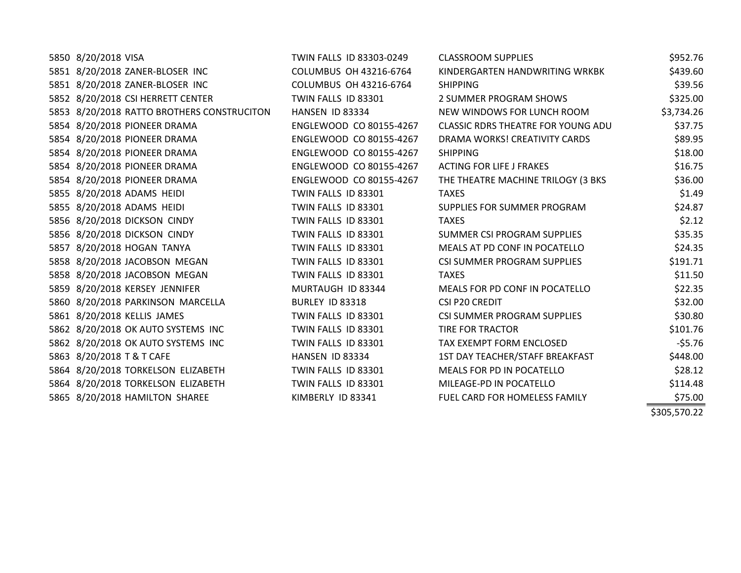| | | | | | |
|---|---|---|---|---|---|
| 5850 | 8/20/2018 | VISA | TWIN FALLS ID 83303-0249 | CLASSROOM SUPPLIES | $952.76 |
| 5851 | 8/20/2018 | ZANER-BLOSER INC | COLUMBUS OH 43216-6764 | KINDERGARTEN HANDWRITING WRKBK | $439.60 |
| 5851 | 8/20/2018 | ZANER-BLOSER INC | COLUMBUS OH 43216-6764 | SHIPPING | $39.56 |
| 5852 | 8/20/2018 | CSI HERRETT CENTER | TWIN FALLS ID 83301 | 2 SUMMER PROGRAM SHOWS | $325.00 |
| 5853 | 8/20/2018 | RATTO BROTHERS CONSTRUCITON | HANSEN ID 83334 | NEW WINDOWS FOR LUNCH ROOM | $3,734.26 |
| 5854 | 8/20/2018 | PIONEER DRAMA | ENGLEWOOD CO 80155-4267 | CLASSIC RDRS THEATRE FOR YOUNG ADU | $37.75 |
| 5854 | 8/20/2018 | PIONEER DRAMA | ENGLEWOOD CO 80155-4267 | DRAMA WORKS! CREATIVITY CARDS | $89.95 |
| 5854 | 8/20/2018 | PIONEER DRAMA | ENGLEWOOD CO 80155-4267 | SHIPPING | $18.00 |
| 5854 | 8/20/2018 | PIONEER DRAMA | ENGLEWOOD CO 80155-4267 | ACTING FOR LIFE J FRAKES | $16.75 |
| 5854 | 8/20/2018 | PIONEER DRAMA | ENGLEWOOD CO 80155-4267 | THE THEATRE MACHINE TRILOGY (3 BKS | $36.00 |
| 5855 | 8/20/2018 | ADAMS HEIDI | TWIN FALLS ID 83301 | TAXES | $1.49 |
| 5855 | 8/20/2018 | ADAMS HEIDI | TWIN FALLS ID 83301 | SUPPLIES FOR SUMMER PROGRAM | $24.87 |
| 5856 | 8/20/2018 | DICKSON CINDY | TWIN FALLS ID 83301 | TAXES | $2.12 |
| 5856 | 8/20/2018 | DICKSON CINDY | TWIN FALLS ID 83301 | SUMMER CSI PROGRAM SUPPLIES | $35.35 |
| 5857 | 8/20/2018 | HOGAN TANYA | TWIN FALLS ID 83301 | MEALS AT PD CONF IN POCATELLO | $24.35 |
| 5858 | 8/20/2018 | JACOBSON MEGAN | TWIN FALLS ID 83301 | CSI SUMMER PROGRAM SUPPLIES | $191.71 |
| 5858 | 8/20/2018 | JACOBSON MEGAN | TWIN FALLS ID 83301 | TAXES | $11.50 |
| 5859 | 8/20/2018 | KERSEY JENNIFER | MURTAUGH ID 83344 | MEALS FOR PD CONF IN POCATELLO | $22.35 |
| 5860 | 8/20/2018 | PARKINSON MARCELLA | BURLEY ID 83318 | CSI P20 CREDIT | $32.00 |
| 5861 | 8/20/2018 | KELLIS JAMES | TWIN FALLS ID 83301 | CSI SUMMER PROGRAM SUPPLIES | $30.80 |
| 5862 | 8/20/2018 | OK AUTO SYSTEMS INC | TWIN FALLS ID 83301 | TIRE FOR TRACTOR | $101.76 |
| 5862 | 8/20/2018 | OK AUTO SYSTEMS INC | TWIN FALLS ID 83301 | TAX EXEMPT FORM ENCLOSED | -$5.76 |
| 5863 | 8/20/2018 | T & T CAFE | HANSEN ID 83334 | 1ST DAY TEACHER/STAFF BREAKFAST | $448.00 |
| 5864 | 8/20/2018 | TORKELSON ELIZABETH | TWIN FALLS ID 83301 | MEALS FOR PD IN POCATELLO | $28.12 |
| 5864 | 8/20/2018 | TORKELSON ELIZABETH | TWIN FALLS ID 83301 | MILEAGE-PD IN POCATELLO | $114.48 |
| 5865 | 8/20/2018 | HAMILTON SHAREE | KIMBERLY ID 83341 | FUEL CARD FOR HOMELESS FAMILY | $75.00 |
| | | | | | $305,570.22 |